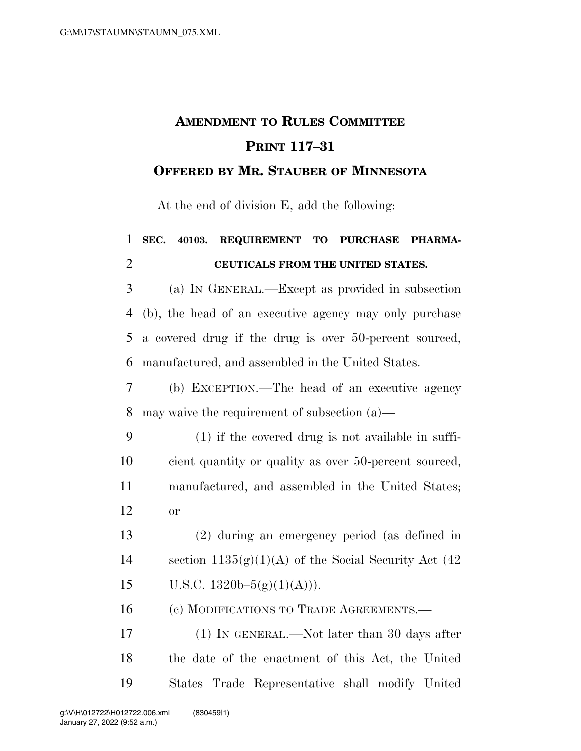# Amendment to Rules Committee Print 117–31

## Offered by Mr. Stauber of Minnesota

At the end of division E, add the following:

**SEC. 40103. REQUIREMENT TO PURCHASE PHARMACEUTICALS FROM THE UNITED STATES.**

(a) IN GENERAL.—Except as provided in subsection (b), the head of an executive agency may only purchase a covered drug if the drug is over 50-percent sourced, manufactured, and assembled in the United States.

(b) EXCEPTION.—The head of an executive agency may waive the requirement of subsection (a)—

(1) if the covered drug is not available in sufficient quantity or quality as over 50-percent sourced, manufactured, and assembled in the United States; or

(2) during an emergency period (as defined in section 1135(g)(1)(A) of the Social Security Act (42 U.S.C. 1320b–5(g)(1)(A))).

(c) MODIFICATIONS TO TRADE AGREEMENTS.—

(1) IN GENERAL.—Not later than 30 days after the date of the enactment of this Act, the United States Trade Representative shall modify United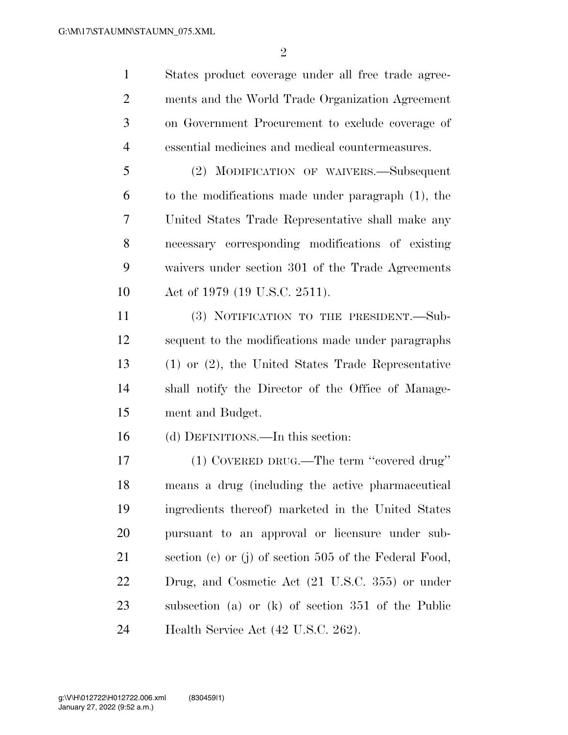States product coverage under all free trade agreements and the World Trade Organization Agreement on Government Procurement to exclude coverage of essential medicines and medical countermeasures.

(2) MODIFICATION OF WAIVERS.—Subsequent to the modifications made under paragraph (1), the United States Trade Representative shall make any necessary corresponding modifications of existing waivers under section 301 of the Trade Agreements Act of 1979 (19 U.S.C. 2511).

(3) NOTIFICATION TO THE PRESIDENT.—Subsequent to the modifications made under paragraphs (1) or (2), the United States Trade Representative shall notify the Director of the Office of Management and Budget.

(d) DEFINITIONS.—In this section:

(1) COVERED DRUG.—The term ''covered drug'' means a drug (including the active pharmaceutical ingredients thereof) marketed in the United States pursuant to an approval or licensure under subsection (c) or (j) of section 505 of the Federal Food, Drug, and Cosmetic Act (21 U.S.C. 355) or under subsection (a) or (k) of section 351 of the Public Health Service Act (42 U.S.C. 262).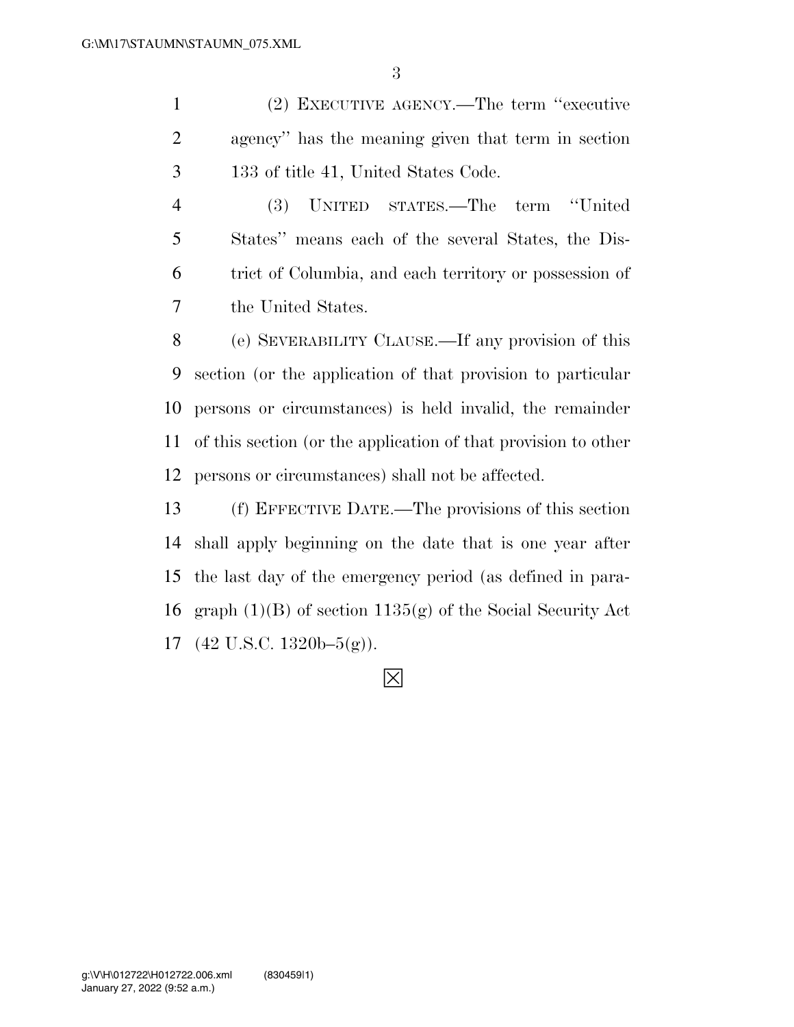(2) EXECUTIVE AGENCY.—The term ''executive agency'' has the meaning given that term in section 133 of title 41, United States Code.

(3) UNITED STATES.—The term ''United States'' means each of the several States, the District of Columbia, and each territory or possession of the United States.

(e) SEVERABILITY CLAUSE.—If any provision of this section (or the application of that provision to particular persons or circumstances) is held invalid, the remainder of this section (or the application of that provision to other persons or circumstances) shall not be affected.

(f) EFFECTIVE DATE.—The provisions of this section shall apply beginning on the date that is one year after the last day of the emergency period (as defined in paragraph (1)(B) of section 1135(g) of the Social Security Act (42 U.S.C. 1320b–5(g)).